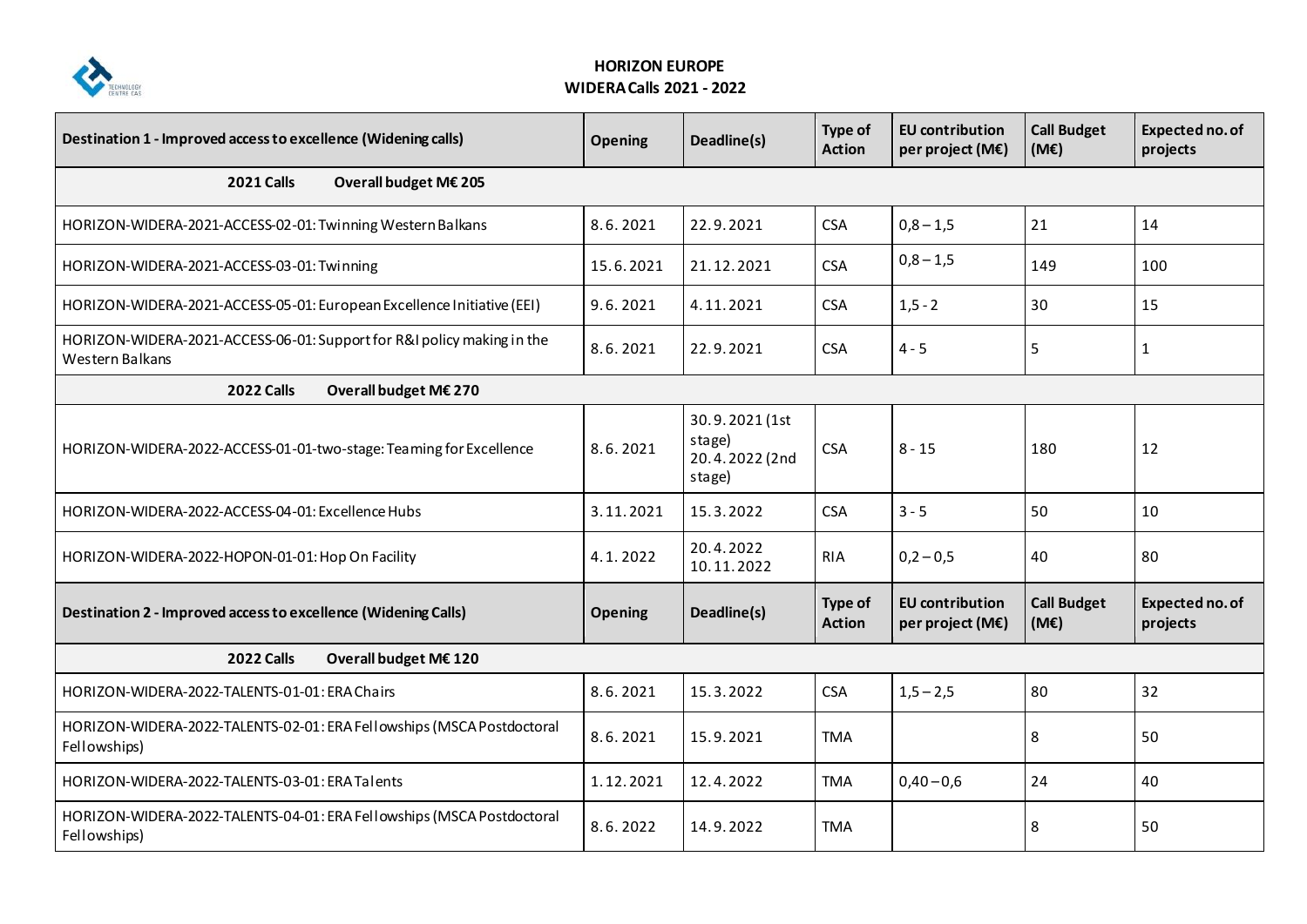# HORIZON EUROPE
## WIDERA Calls 2021 - 2022

| Destination 1 - Improved access to excellence (Widening calls) | Opening | Deadline(s) | Type of Action | EU contribution per project (M€) | Call Budget (M€) | Expected no. of projects |
|---|---|---|---|---|---|---|
| **2021 Calls** **Overall budget M€ 205** | | | | | | |
| HORIZON-WIDERA-2021-ACCESS-02-01: Twinning Western Balkans | 8.6.2021 | 22.9.2021 | CSA | 0,8 – 1,5 | 21 | 14 |
| HORIZON-WIDERA-2021-ACCESS-03-01: Twinning | 15.6.2021 | 21.12.2021 | CSA | 0,8 – 1,5 | 149 | 100 |
| HORIZON-WIDERA-2021-ACCESS-05-01: European Excellence Initiative (EEI) | 9.6.2021 | 4.11.2021 | CSA | 1,5 - 2 | 30 | 15 |
| HORIZON-WIDERA-2021-ACCESS-06-01: Support for R&I policy making in the Western Balkans | 8.6.2021 | 22.9.2021 | CSA | 4 - 5 | 5 | 1 |
| **2022 Calls** **Overall budget M€ 270** | | | | | | |
| HORIZON-WIDERA-2022-ACCESS-01-01-two-stage: Teaming for Excellence | 8.6.2021 | 30.9.2021 (1st stage) 20.4.2022 (2nd stage) | CSA | 8 - 15 | 180 | 12 |
| HORIZON-WIDERA-2022-ACCESS-04-01: Excellence Hubs | 3.11.2021 | 15.3.2022 | CSA | 3 - 5 | 50 | 10 |
| HORIZON-WIDERA-2022-HOPON-01-01: Hop On Facility | 4.1.2022 | 20.4.2022 10.11.2022 | RIA | 0,2 – 0,5 | 40 | 80 |

| Destination 2 - Improved access to excellence (Widening Calls) | Opening | Deadline(s) | Type of Action | EU contribution per project (M€) | Call Budget (M€) | Expected no. of projects |
|---|---|---|---|---|---|---|
| **2022 Calls** **Overall budget M€ 120** | | | | | | |
| HORIZON-WIDERA-2022-TALENTS-01-01: ERA Chairs | 8.6.2021 | 15.3.2022 | CSA | 1,5 – 2,5 | 80 | 32 |
| HORIZON-WIDERA-2022-TALENTS-02-01: ERA Fellowships (MSCA Postdoctoral Fellowships) | 8.6.2021 | 15.9.2021 | TMA | | 8 | 50 |
| HORIZON-WIDERA-2022-TALENTS-03-01: ERA Talents | 1.12.2021 | 12.4.2022 | TMA | 0,40 – 0,6 | 24 | 40 |
| HORIZON-WIDERA-2022-TALENTS-04-01: ERA Fellowships (MSCA Postdoctoral Fellowships) | 8.6.2022 | 14.9.2022 | TMA | | 8 | 50 |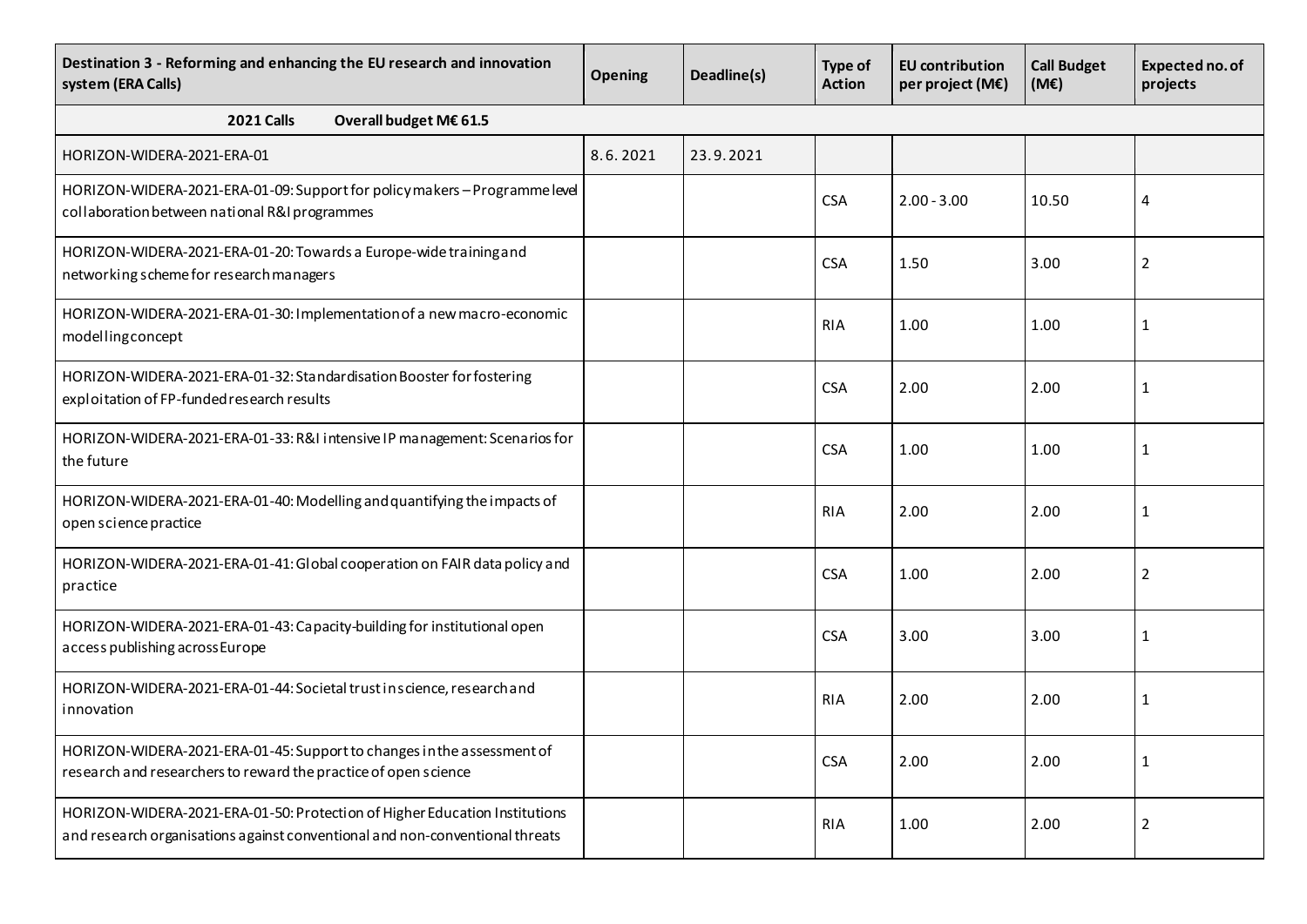| Destination 3 - Reforming and enhancing the EU research and innovation system (ERA Calls) | Opening | Deadline(s) | Type of Action | EU contribution per project (M€) | Call Budget (M€) | Expected no. of projects |
|---|---|---|---|---|---|---|
| **2021 Calls Overall budget M€ 61.5** | | | | | | |
| HORIZON-WIDERA-2021-ERA-01 | 8.6.2021 | 23.9.2021 | | | | |
| HORIZON-WIDERA-2021-ERA-01-09: Support for policy makers – Programme level collaboration between national R&I programmes | | | CSA | 2.00 - 3.00 | 10.50 | 4 |
| HORIZON-WIDERA-2021-ERA-01-20: Towards a Europe-wide training and networking scheme for research managers | | | CSA | 1.50 | 3.00 | 2 |
| HORIZON-WIDERA-2021-ERA-01-30: Implementation of a new macro-economic modelling concept | | | RIA | 1.00 | 1.00 | 1 |
| HORIZON-WIDERA-2021-ERA-01-32: Standardisation Booster for fostering exploitation of FP-funded research results | | | CSA | 2.00 | 2.00 | 1 |
| HORIZON-WIDERA-2021-ERA-01-33: R&I intensive IP management: Scenarios for the future | | | CSA | 1.00 | 1.00 | 1 |
| HORIZON-WIDERA-2021-ERA-01-40: Modelling and quantifying the impacts of open science practice | | | RIA | 2.00 | 2.00 | 1 |
| HORIZON-WIDERA-2021-ERA-01-41: Global cooperation on FAIR data policy and practice | | | CSA | 1.00 | 2.00 | 2 |
| HORIZON-WIDERA-2021-ERA-01-43: Capacity-building for institutional open access publishing across Europe | | | CSA | 3.00 | 3.00 | 1 |
| HORIZON-WIDERA-2021-ERA-01-44: Societal trust in science, research and innovation | | | RIA | 2.00 | 2.00 | 1 |
| HORIZON-WIDERA-2021-ERA-01-45: Support to changes in the assessment of research and researchers to reward the practice of open science | | | CSA | 2.00 | 2.00 | 1 |
| HORIZON-WIDERA-2021-ERA-01-50: Protection of Higher Education Institutions and research organisations against conventional and non-conventional threats | | | RIA | 1.00 | 2.00 | 2 |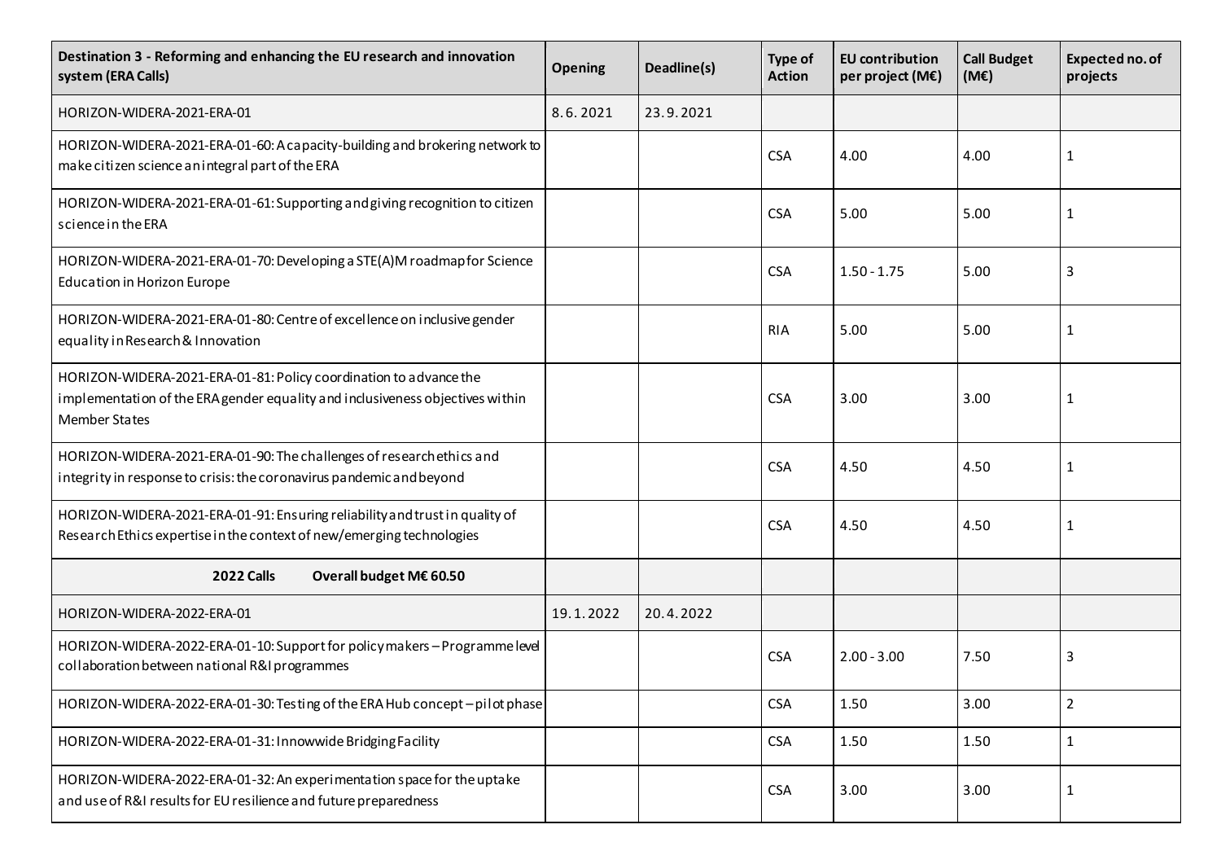| Destination 3 - Reforming and enhancing the EU research and innovation system (ERA Calls) | Opening | Deadline(s) | Type of Action | EU contribution per project (M€) | Call Budget (M€) | Expected no. of projects |
|---|---|---|---|---|---|---|
| HORIZON-WIDERA-2021-ERA-01 | 8.6.2021 | 23.9.2021 | | | | |
| HORIZON-WIDERA-2021-ERA-01-60: A capacity-building and brokering network to make citizen science an integral part of the ERA | | | CSA | 4.00 | 4.00 | 1 |
| HORIZON-WIDERA-2021-ERA-01-61: Supporting and giving recognition to citizen science in the ERA | | | CSA | 5.00 | 5.00 | 1 |
| HORIZON-WIDERA-2021-ERA-01-70: Developing a STE(A)M roadmap for Science Education in Horizon Europe | | | CSA | 1.50 - 1.75 | 5.00 | 3 |
| HORIZON-WIDERA-2021-ERA-01-80: Centre of excellence on inclusive gender equality in Research & Innovation | | | RIA | 5.00 | 5.00 | 1 |
| HORIZON-WIDERA-2021-ERA-01-81: Policy coordination to advance the implementation of the ERA gender equality and inclusiveness objectives within Member States | | | CSA | 3.00 | 3.00 | 1 |
| HORIZON-WIDERA-2021-ERA-01-90: The challenges of research ethics and integrity in response to crisis: the coronavirus pandemic and beyond | | | CSA | 4.50 | 4.50 | 1 |
| HORIZON-WIDERA-2021-ERA-01-91: Ensuring reliability and trust in quality of Research Ethics expertise in the context of new/emerging technologies | | | CSA | 4.50 | 4.50 | 1 |
| **2022 Calls Overall budget M€ 60.50** | | | | | | |
| HORIZON-WIDERA-2022-ERA-01 | 19.1.2022 | 20.4.2022 | | | | |
| HORIZON-WIDERA-2022-ERA-01-10: Support for policy makers – Programme level collaboration between national R&I programmes | | | CSA | 2.00 - 3.00 | 7.50 | 3 |
| HORIZON-WIDERA-2022-ERA-01-30: Testing of the ERA Hub concept – pilot phase | | | CSA | 1.50 | 3.00 | 2 |
| HORIZON-WIDERA-2022-ERA-01-31: Innowwide Bridging Facility | | | CSA | 1.50 | 1.50 | 1 |
| HORIZON-WIDERA-2022-ERA-01-32: An experimentation space for the uptake and use of R&I results for EU resilience and future preparedness | | | CSA | 3.00 | 3.00 | 1 |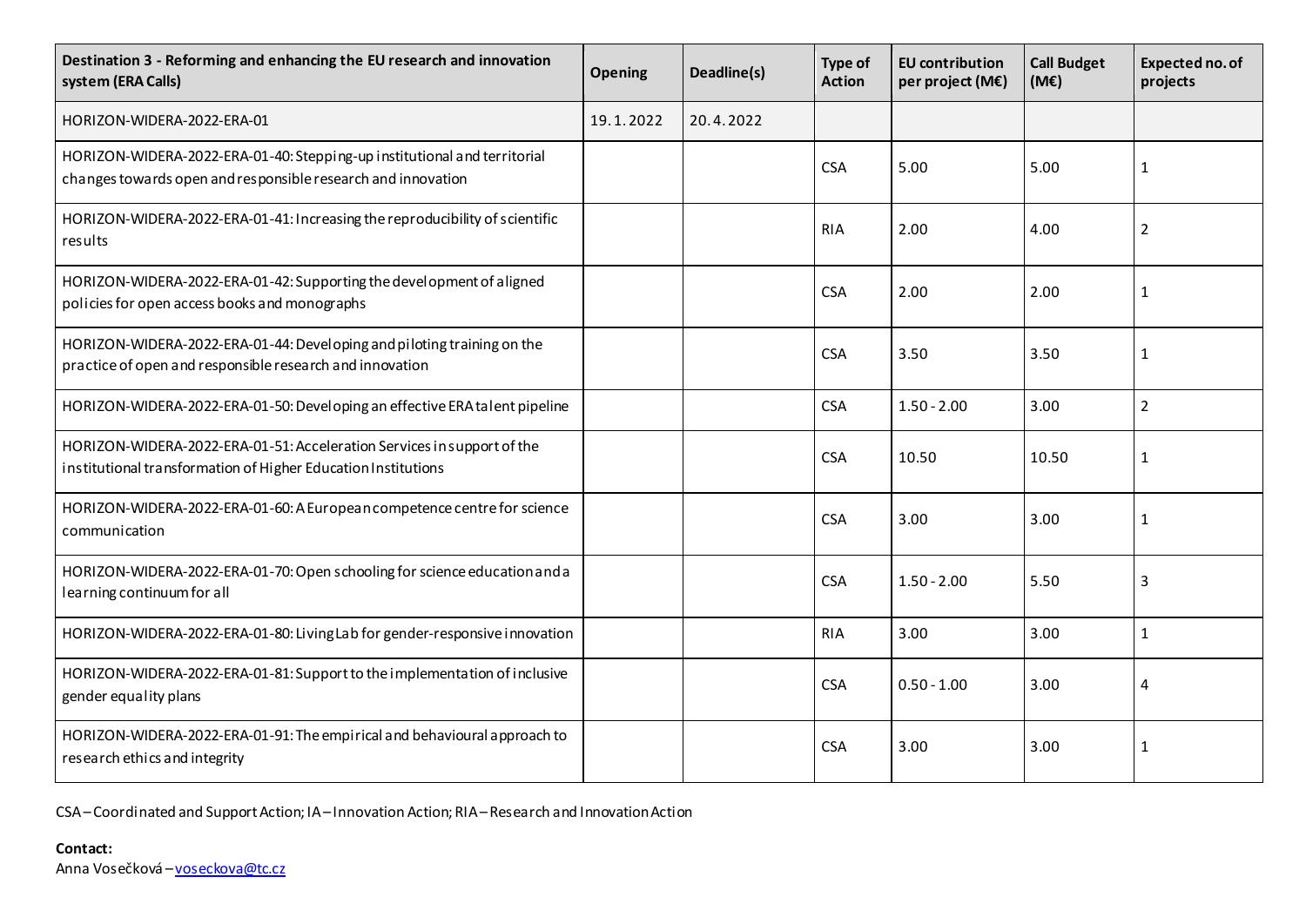| Destination 3 - Reforming and enhancing the EU research and innovation system (ERA Calls) | Opening | Deadline(s) | Type of Action | EU contribution per project (M€) | Call Budget (M€) | Expected no. of projects |
|---|---|---|---|---|---|---|
| HORIZON-WIDERA-2022-ERA-01 | 19.1.2022 | 20.4.2022 | | | | |
| HORIZON-WIDERA-2022-ERA-01-40: Stepping-up institutional and territorial changes towards open and responsible research and innovation | | | CSA | 5.00 | 5.00 | 1 |
| HORIZON-WIDERA-2022-ERA-01-41: Increasing the reproducibility of scientific results | | | RIA | 2.00 | 4.00 | 2 |
| HORIZON-WIDERA-2022-ERA-01-42: Supporting the development of aligned policies for open access books and monographs | | | CSA | 2.00 | 2.00 | 1 |
| HORIZON-WIDERA-2022-ERA-01-44: Developing and piloting training on the practice of open and responsible research and innovation | | | CSA | 3.50 | 3.50 | 1 |
| HORIZON-WIDERA-2022-ERA-01-50: Developing an effective ERA talent pipeline | | | CSA | 1.50 - 2.00 | 3.00 | 2 |
| HORIZON-WIDERA-2022-ERA-01-51: Acceleration Services in support of the institutional transformation of Higher Education Institutions | | | CSA | 10.50 | 10.50 | 1 |
| HORIZON-WIDERA-2022-ERA-01-60: A European competence centre for science communication | | | CSA | 3.00 | 3.00 | 1 |
| HORIZON-WIDERA-2022-ERA-01-70: Open schooling for science education and a learning continuum for all | | | CSA | 1.50 - 2.00 | 5.50 | 3 |
| HORIZON-WIDERA-2022-ERA-01-80: Living Lab for gender-responsive innovation | | | RIA | 3.00 | 3.00 | 1 |
| HORIZON-WIDERA-2022-ERA-01-81: Support to the implementation of inclusive gender equality plans | | | CSA | 0.50 - 1.00 | 3.00 | 4 |
| HORIZON-WIDERA-2022-ERA-01-91: The empirical and behavioural approach to research ethics and integrity | | | CSA | 3.00 | 3.00 | 1 |

CSA – Coordinated and Support Action; IA – Innovation Action; RIA – Research and Innovation Action

**Contact:**
Anna Vosečková – voseckova@tc.cz